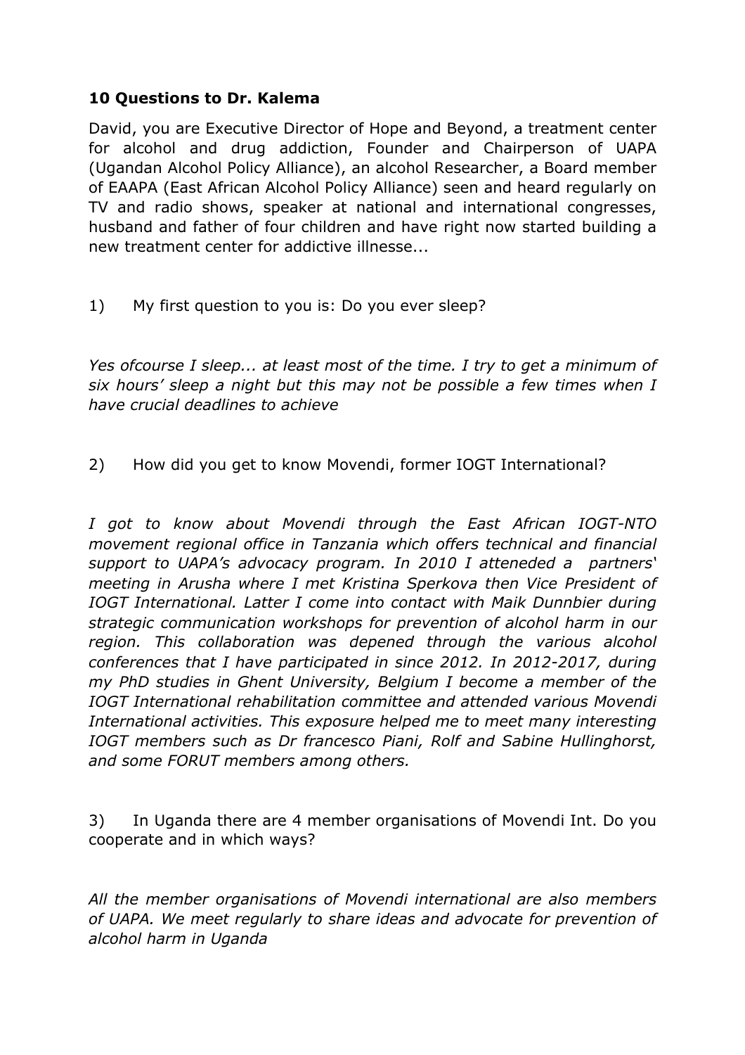**10 Questions to Dr. Kalema**

David, you are Executive Director of Hope and Beyond, a treatment center for alcohol and drug addiction, Founder and Chairperson of UAPA (Ugandan Alcohol Policy Alliance), an alcohol Researcher, a Board member of EAAPA (East African Alcohol Policy Alliance) seen and heard regularly on TV and radio shows, speaker at national and international congresses, husband and father of four children and have right now started building a new treatment center for addictive illnesse...

1) My first question to you is: Do you ever sleep?

*Yes ofcourse I sleep... at least most of the time. I try to get a minimum of six hours' sleep a night but this may not be possible a few times when I have crucial deadlines to achieve*

2) How did you get to know Movendi, former IOGT International?

*I got to know about Movendi through the East African IOGT-NTO movement regional office in Tanzania which offers technical and financial support to UAPA's advocacy program. In 2010 I atteneded a partners' meeting in Arusha where I met Kristina Sperkova then Vice President of IOGT International. Latter I come into contact with Maik Dunnbier during strategic communication workshops for prevention of alcohol harm in our region. This collaboration was depened through the various alcohol conferences that I have participated in since 2012. In 2012-2017, during my PhD studies in Ghent University, Belgium I become a member of the IOGT International rehabilitation committee and attended various Movendi International activities. This exposure helped me to meet many interesting IOGT members such as Dr francesco Piani, Rolf and Sabine Hullinghorst, and some FORUT members among others.*

3) In Uganda there are 4 member organisations of Movendi Int. Do you cooperate and in which ways?

*All the member organisations of Movendi international are also members of UAPA. We meet regularly to share ideas and advocate for prevention of alcohol harm in Uganda*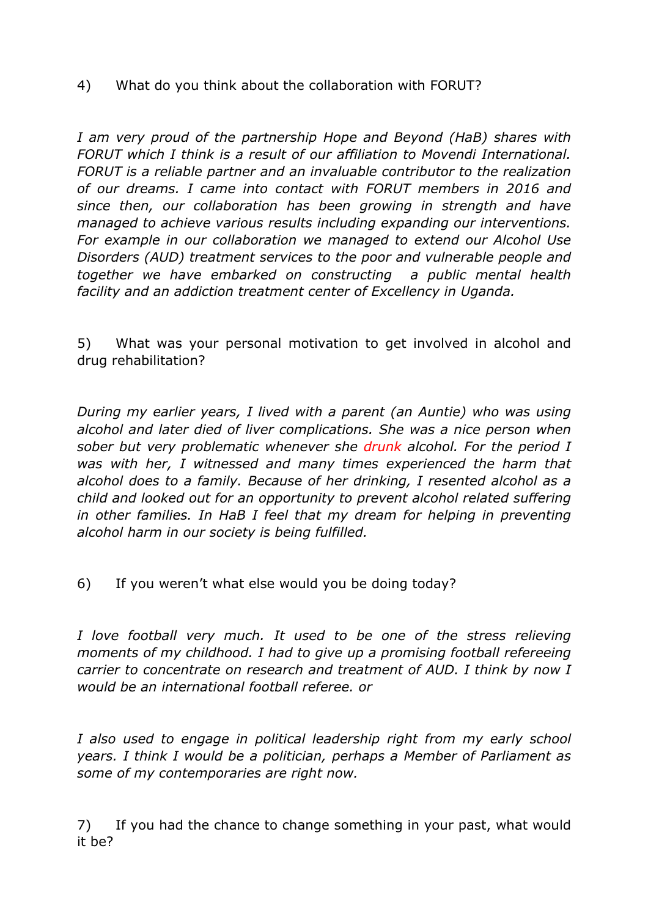4) What do you think about the collaboration with FORUT?

*I am very proud of the partnership Hope and Beyond (HaB) shares with FORUT which I think is a result of our affiliation to Movendi International. FORUT is a reliable partner and an invaluable contributor to the realization of our dreams. I came into contact with FORUT members in 2016 and since then, our collaboration has been growing in strength and have managed to achieve various results including expanding our interventions. For example in our collaboration we managed to extend our Alcohol Use Disorders (AUD) treatment services to the poor and vulnerable people and together we have embarked on constructing a public mental health facility and an addiction treatment center of Excellency in Uganda.*

5) What was your personal motivation to get involved in alcohol and drug rehabilitation?

*During my earlier years, I lived with a parent (an Auntie) who was using alcohol and later died of liver complications. She was a nice person when sober but very problematic whenever she drunk alcohol. For the period I was with her, I witnessed and many times experienced the harm that alcohol does to a family. Because of her drinking, I resented alcohol as a child and looked out for an opportunity to prevent alcohol related suffering in other families. In HaB I feel that my dream for helping in preventing alcohol harm in our society is being fulfilled.*

6) If you weren't what else would you be doing today?

*I love football very much. It used to be one of the stress relieving moments of my childhood. I had to give up a promising football refereeing carrier to concentrate on research and treatment of AUD. I think by now I would be an international football referee. or*

*I also used to engage in political leadership right from my early school years. I think I would be a politician, perhaps a Member of Parliament as some of my contemporaries are right now.*

7) If you had the chance to change something in your past, what would it be?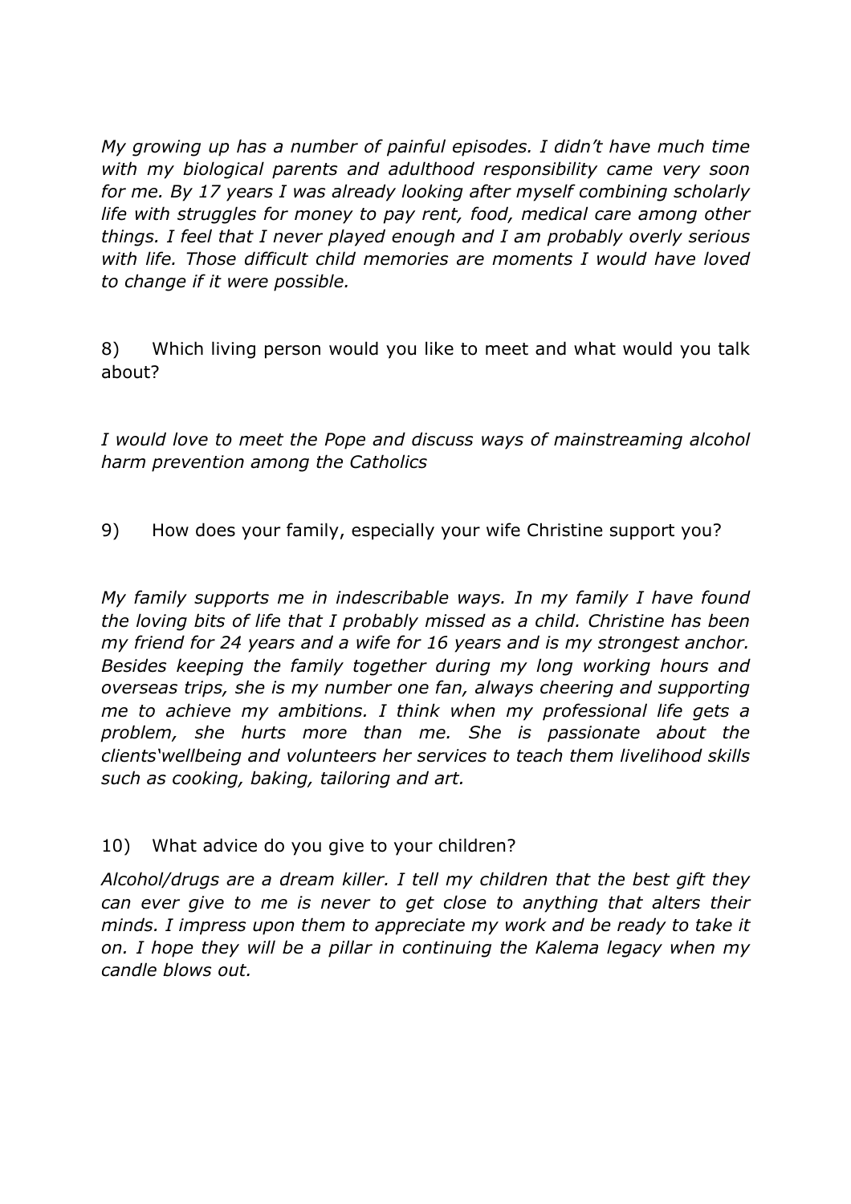*My growing up has a number of painful episodes. I didn't have much time with my biological parents and adulthood responsibility came very soon for me. By 17 years I was already looking after myself combining scholarly life with struggles for money to pay rent, food, medical care among other things. I feel that I never played enough and I am probably overly serious with life. Those difficult child memories are moments I would have loved to change if it were possible.*

8) Which living person would you like to meet and what would you talk about?

*I would love to meet the Pope and discuss ways of mainstreaming alcohol harm prevention among the Catholics*

9) How does your family, especially your wife Christine support you?

*My family supports me in indescribable ways. In my family I have found the loving bits of life that I probably missed as a child. Christine has been my friend for 24 years and a wife for 16 years and is my strongest anchor. Besides keeping the family together during my long working hours and overseas trips, she is my number one fan, always cheering and supporting me to achieve my ambitions. I think when my professional life gets a problem, she hurts more than me. She is passionate about the clients'wellbeing and volunteers her services to teach them livelihood skills such as cooking, baking, tailoring and art.*

10) What advice do you give to your children?

*Alcohol/drugs are a dream killer. I tell my children that the best gift they can ever give to me is never to get close to anything that alters their minds. I impress upon them to appreciate my work and be ready to take it on. I hope they will be a pillar in continuing the Kalema legacy when my candle blows out.*